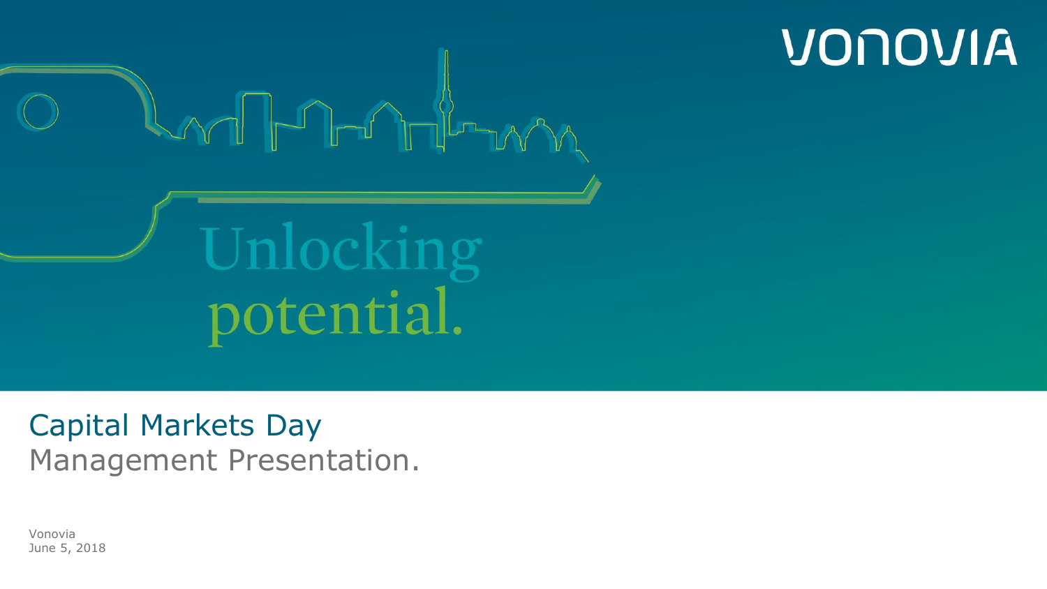VONOVIA

Unlocking
potential.

# Capital Markets Day
## Management Presentation.

Vonovia
June 5, 2018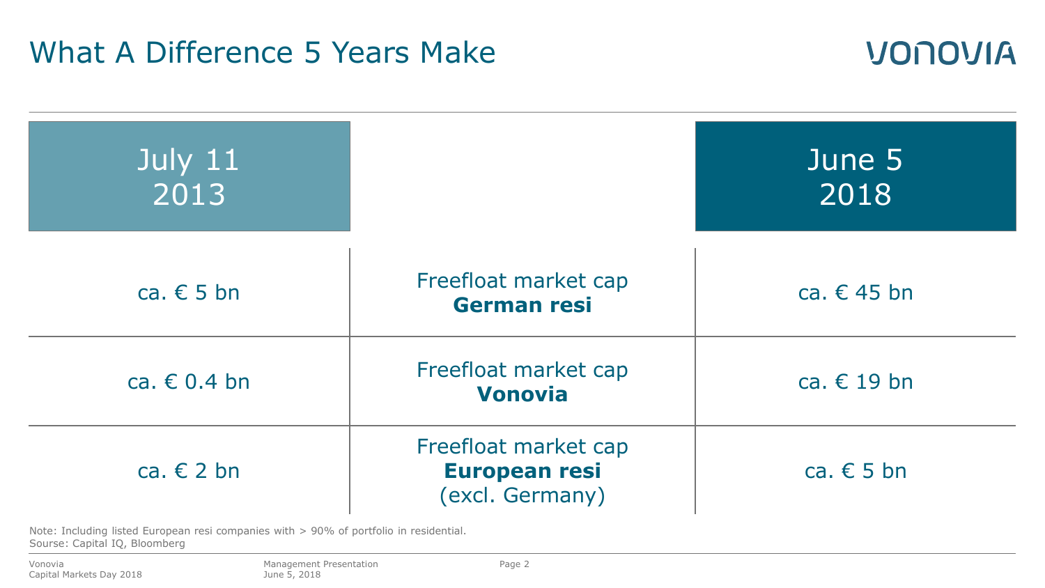# What A Difference 5 Years Make

| July 11 2013 | | June 5 2018 |
| --- | --- | --- |
| ca. € 5 bn | Freefloat market cap **German resi** | ca. € 45 bn |
| ca. € 0.4 bn | Freefloat market cap **Vonovia** | ca. € 19 bn |
| ca. € 2 bn | Freefloat market cap **European resi** (excl. Germany) | ca. € 5 bn |

Note: Including listed European resi companies with > 90% of portfolio in residential.
Sourse: Capital IQ, Bloomberg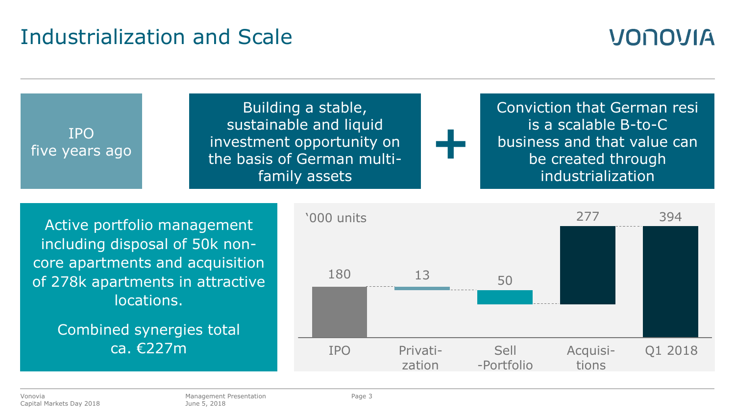# Industrialization and Scale

IPO five years ago

Building a stable, sustainable and liquid investment opportunity on the basis of German multi-family assets

+

Conviction that German resi is a scalable B-to-C business and that value can be created through industrialization

Active portfolio management including disposal of 50k non-core apartments and acquisition of 278k apartments in attractive locations.

Combined synergies total ca. €227m

'000 units

| IPO | Privatization | Sell-Portfolio | Acquisitions | Q1 2018 |
|---|---|---|---|---|
| 180 | 13 | 50 | 277 | 394 |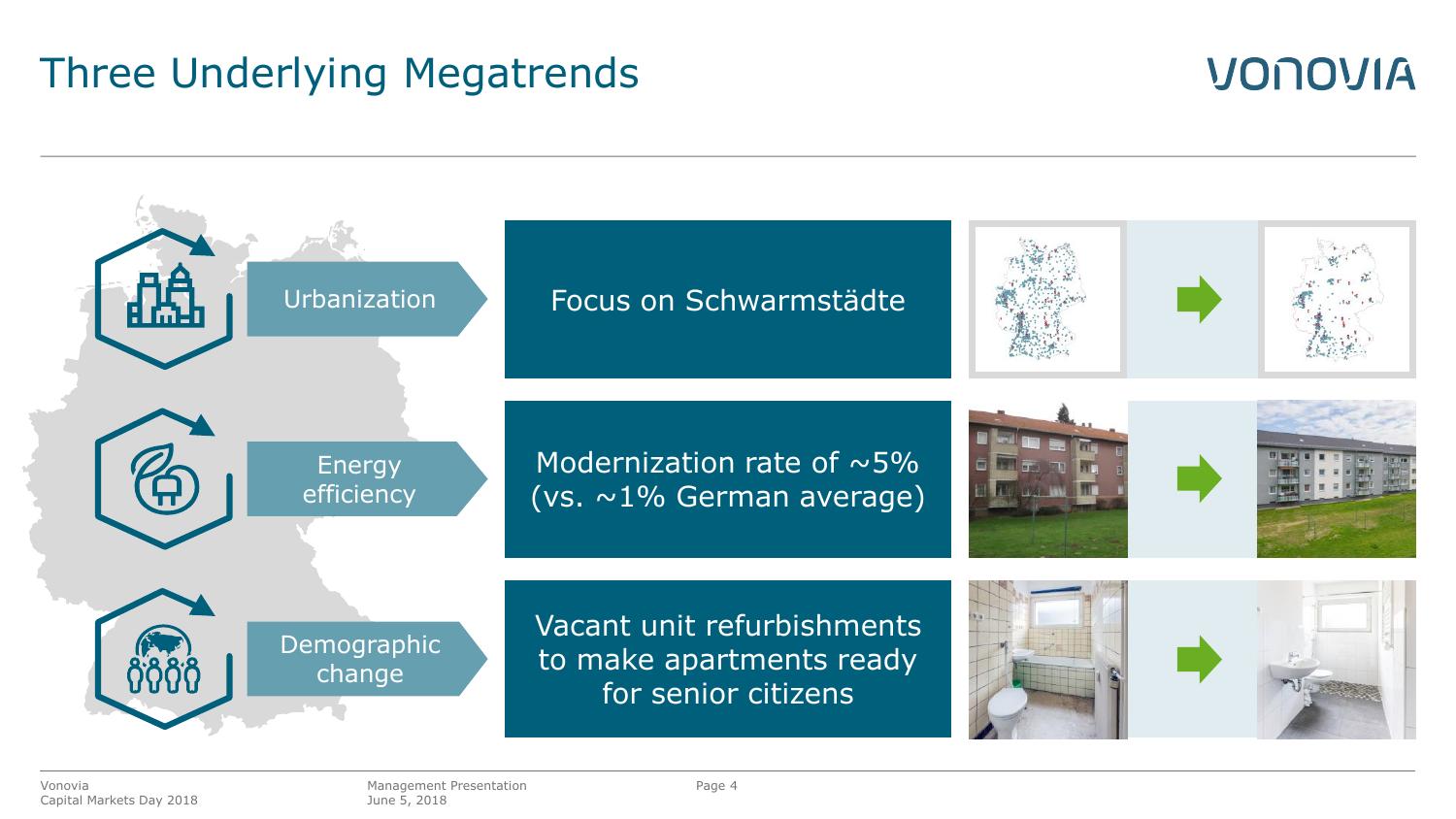# Three Underlying Megatrends

| Megatrend | Vonovia response |
| --- | --- |
| Urbanization | Focus on Schwarmstädte |
| Energy efficiency | Modernization rate of ~5% (vs. ~1% German average) |
| Demographic change | Vacant unit refurbishments to make apartments ready for senior citizens |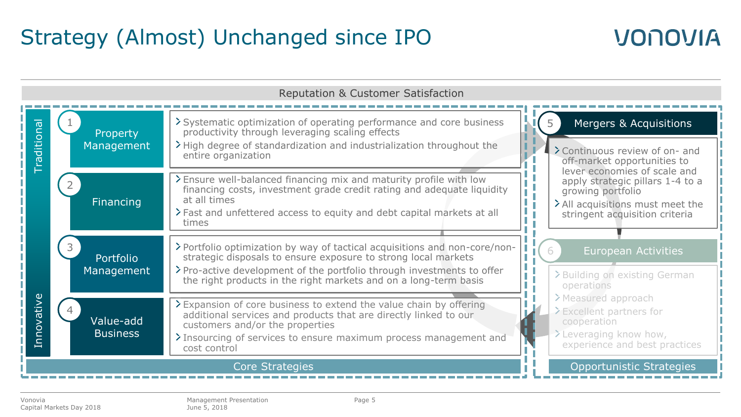# Strategy (Almost) Unchanged since IPO

**Reputation & Customer Satisfaction**

## Core Strategies

*Traditional → Innovative*

### 1 Property Management

- Systematic optimization of operating performance and core business productivity through leveraging scaling effects
- High degree of standardization and industrialization throughout the entire organization

### 2 Financing

- Ensure well-balanced financing mix and maturity profile with low financing costs, investment grade credit rating and adequate liquidity at all times
- Fast and unfettered access to equity and debt capital markets at all times

### 3 Portfolio Management

- Portfolio optimization by way of tactical acquisitions and non-core/non-strategic disposals to ensure exposure to strong local markets
- Pro-active development of the portfolio through investments to offer the right products in the right markets and on a long-term basis

### 4 Value-add Business

- Expansion of core business to extend the value chain by offering additional services and products that are directly linked to our customers and/or the properties
- Insourcing of services to ensure maximum process management and cost control

## Opportunistic Strategies

### 5 Mergers & Acquisitions

- Continuous review of on- and off-market opportunities to lever economies of scale and apply strategic pillars 1-4 to a growing portfolio
- All acquisitions must meet the stringent acquisition criteria

### 6 European Activities

- Building on existing German operations
- Measured approach
- Excellent partners for cooperation
- Leveraging know how, experience and best practices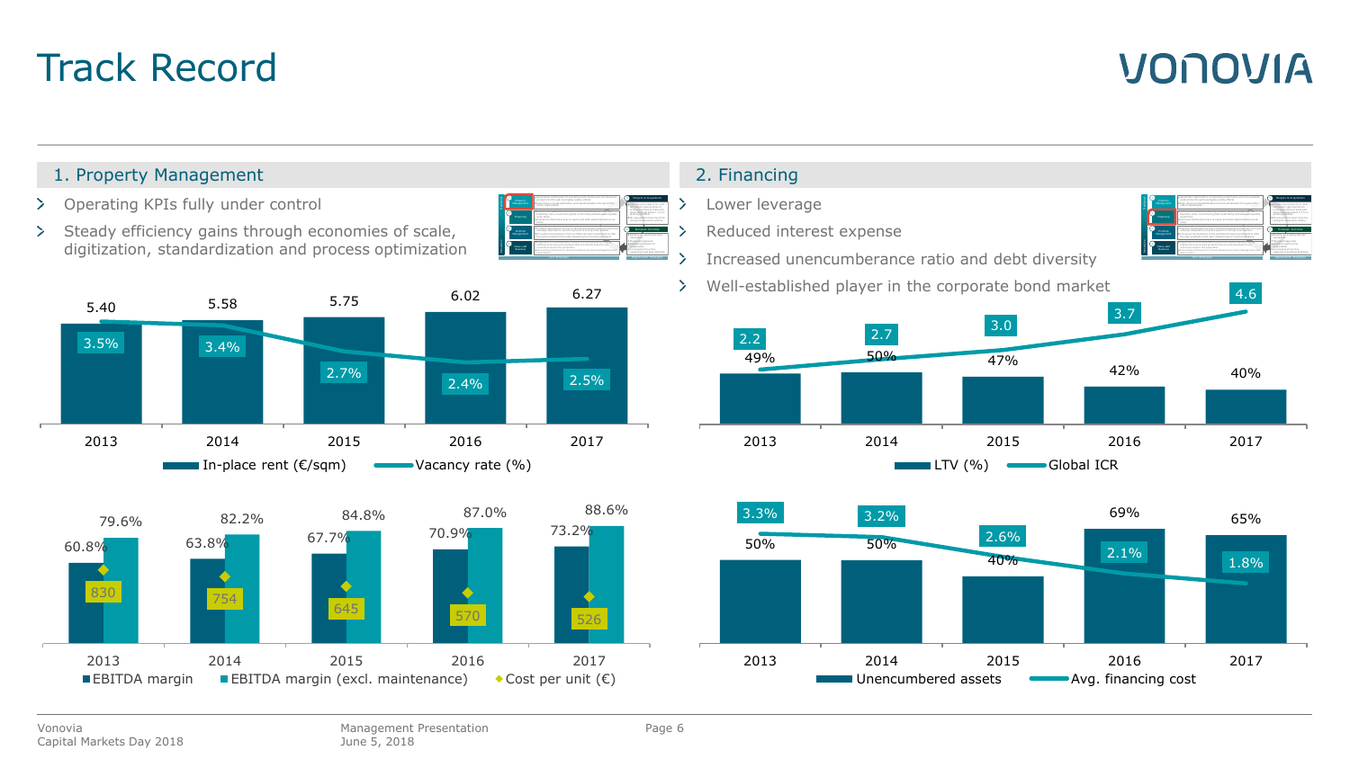# Track Record

## 1. Property Management

- Operating KPIs fully under control
- Steady efficiency gains through economies of scale, digitization, standardization and process optimization

| | 2013 | 2014 | 2015 | 2016 | 2017 |
|---|---|---|---|---|---|
| In-place rent (€/sqm) | 5.40 | 5.58 | 5.75 | 6.02 | 6.27 |
| Vacancy rate (%) | 3.5% | 3.4% | 2.7% | 2.4% | 2.5% |

| | 2013 | 2014 | 2015 | 2016 | 2017 |
|---|---|---|---|---|---|
| EBITDA margin | 60.8% | 63.8% | 67.7% | 70.9% | 73.2% |
| EBITDA margin (excl. maintenance) | 79.6% | 82.2% | 84.8% | 87.0% | 88.6% |
| Cost per unit (€) | 830 | 754 | 645 | 570 | 526 |

## 2. Financing

- Lower leverage
- Reduced interest expense
- Increased unencumberance ratio and debt diversity
- Well-established player in the corporate bond market

| | 2013 | 2014 | 2015 | 2016 | 2017 |
|---|---|---|---|---|---|
| LTV (%) | 49% | 50% | 47% | 42% | 40% |
| Global ICR | 2.2 | 2.7 | 3.0 | 3.7 | 4.6 |

| | 2013 | 2014 | 2015 | 2016 | 2017 |
|---|---|---|---|---|---|
| Unencumbered assets | 50% | 50% | 40% | 69% | 65% |
| Avg. financing cost | 3.3% | 3.2% | 2.6% | 2.1% | 1.8% |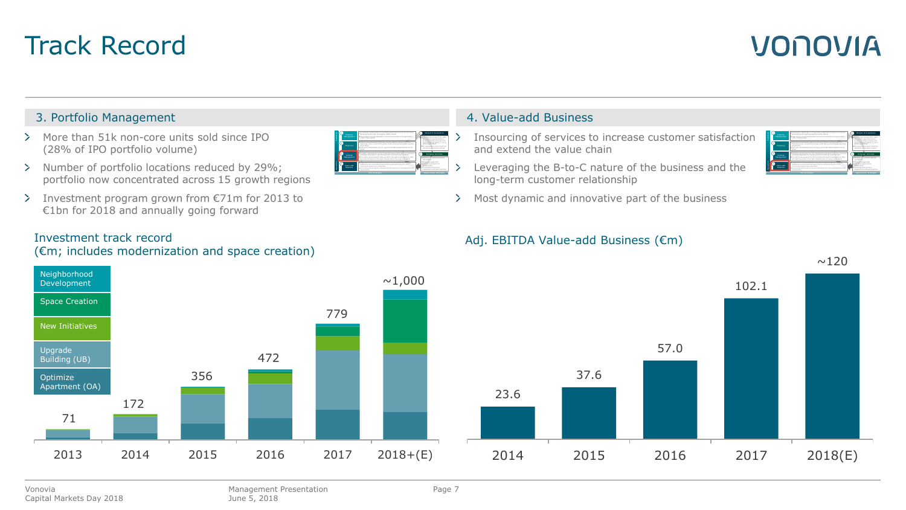# Track Record

## 3. Portfolio Management

- More than 51k non-core units sold since IPO (28% of IPO portfolio volume)
- Number of portfolio locations reduced by 29%; portfolio now concentrated across 15 growth regions
- Investment program grown from €71m for 2013 to €1bn for 2018 and annually going forward

### Investment track record (€m; includes modernization and space creation)

Legend: Neighborhood Development; Space Creation; New Initiatives; Upgrade Building (UB); Optimize Apartment (OA)

| Year | Total |
|---|---|
| 2013 | 71 |
| 2014 | 172 |
| 2015 | 356 |
| 2016 | 472 |
| 2017 | 779 |
| 2018+(E) | ~1,000 |

## 4. Value-add Business

- Insourcing of services to increase customer satisfaction and extend the value chain
- Leveraging the B-to-C nature of the business and the long-term customer relationship
- Most dynamic and innovative part of the business

### Adj. EBITDA Value-add Business (€m)

| Year | Adj. EBITDA |
|---|---|
| 2014 | 23.6 |
| 2015 | 37.6 |
| 2016 | 57.0 |
| 2017 | 102.1 |
| 2018(E) | ~120 |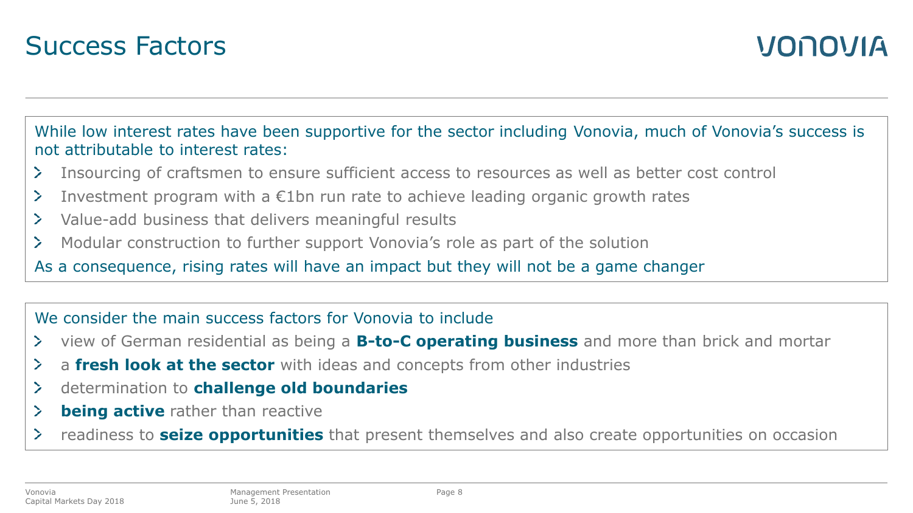# Success Factors

While low interest rates have been supportive for the sector including Vonovia, much of Vonovia's success is not attributable to interest rates:

- Insourcing of craftsmen to ensure sufficient access to resources as well as better cost control
- Investment program with a €1bn run rate to achieve leading organic growth rates
- Value-add business that delivers meaningful results
- Modular construction to further support Vonovia's role as part of the solution

As a consequence, rising rates will have an impact but they will not be a game changer

We consider the main success factors for Vonovia to include

- view of German residential as being a **B-to-C operating business** and more than brick and mortar
- a **fresh look at the sector** with ideas and concepts from other industries
- determination to **challenge old boundaries**
- **being active** rather than reactive
- readiness to **seize opportunities** that present themselves and also create opportunities on occasion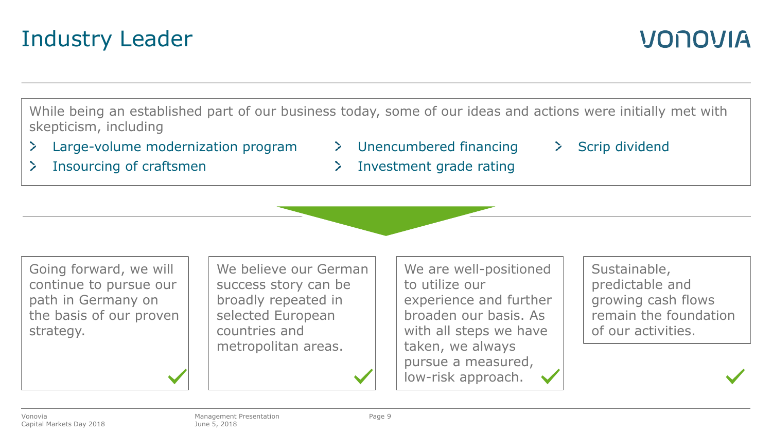# Industry Leader

While being an established part of our business today, some of our ideas and actions were initially met with skepticism, including

- Large-volume modernization program
- Insourcing of craftsmen
- Unencumbered financing
- Investment grade rating
- Scrip dividend

Going forward, we will continue to pursue our path in Germany on the basis of our proven strategy. ✓

We believe our German success story can be broadly repeated in selected European countries and metropolitan areas. ✓

We are well-positioned to utilize our experience and further broaden our basis. As with all steps we have taken, we always pursue a measured, low-risk approach. ✓

Sustainable, predictable and growing cash flows remain the foundation of our activities. ✓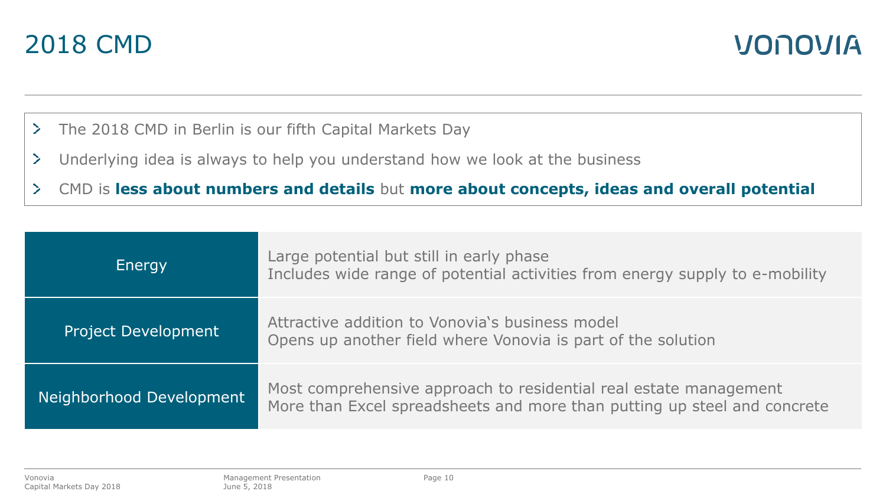# 2018 CMD

- The 2018 CMD in Berlin is our fifth Capital Markets Day
- Underlying idea is always to help you understand how we look at the business
- CMD is **less about numbers and details** but **more about concepts, ideas and overall potential**

| | |
|---|---|
| Energy | Large potential but still in early phase<br>Includes wide range of potential activities from energy supply to e-mobility |
| Project Development | Attractive addition to Vonovia's business model<br>Opens up another field where Vonovia is part of the solution |
| Neighborhood Development | Most comprehensive approach to residential real estate management<br>More than Excel spreadsheets and more than putting up steel and concrete |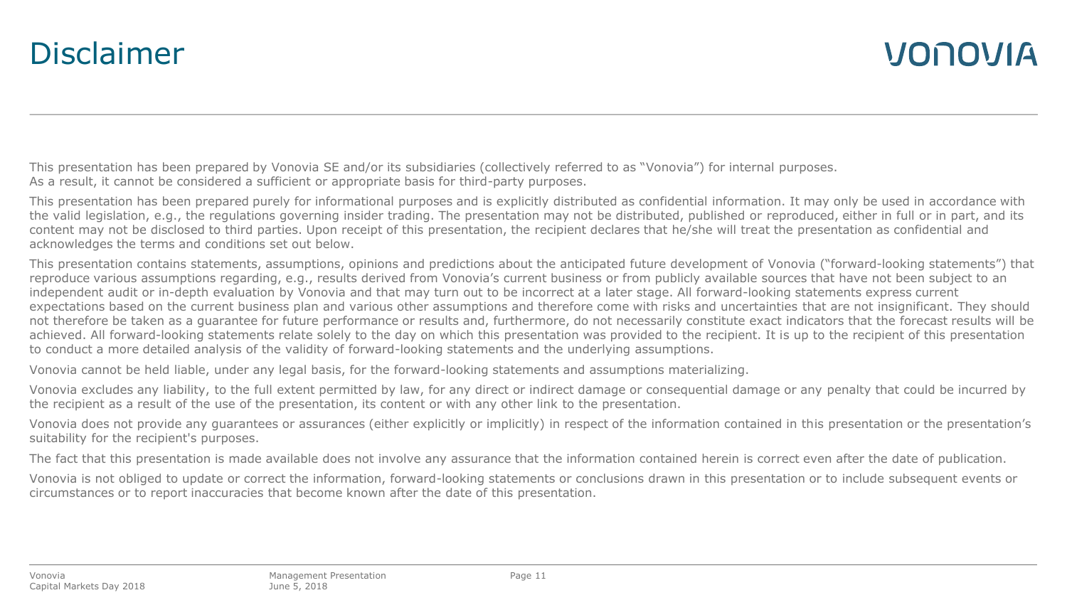# Disclaimer

This presentation has been prepared by Vonovia SE and/or its subsidiaries (collectively referred to as "Vonovia") for internal purposes.
As a result, it cannot be considered a sufficient or appropriate basis for third-party purposes.

This presentation has been prepared purely for informational purposes and is explicitly distributed as confidential information. It may only be used in accordance with the valid legislation, e.g., the regulations governing insider trading. The presentation may not be distributed, published or reproduced, either in full or in part, and its content may not be disclosed to third parties. Upon receipt of this presentation, the recipient declares that he/she will treat the presentation as confidential and acknowledges the terms and conditions set out below.

This presentation contains statements, assumptions, opinions and predictions about the anticipated future development of Vonovia ("forward-looking statements") that reproduce various assumptions regarding, e.g., results derived from Vonovia's current business or from publicly available sources that have not been subject to an independent audit or in-depth evaluation by Vonovia and that may turn out to be incorrect at a later stage. All forward-looking statements express current expectations based on the current business plan and various other assumptions and therefore come with risks and uncertainties that are not insignificant. They should not therefore be taken as a guarantee for future performance or results and, furthermore, do not necessarily constitute exact indicators that the forecast results will be achieved. All forward-looking statements relate solely to the day on which this presentation was provided to the recipient. It is up to the recipient of this presentation to conduct a more detailed analysis of the validity of forward-looking statements and the underlying assumptions.

Vonovia cannot be held liable, under any legal basis, for the forward-looking statements and assumptions materializing.

Vonovia excludes any liability, to the full extent permitted by law, for any direct or indirect damage or consequential damage or any penalty that could be incurred by the recipient as a result of the use of the presentation, its content or with any other link to the presentation.

Vonovia does not provide any guarantees or assurances (either explicitly or implicitly) in respect of the information contained in this presentation or the presentation's suitability for the recipient's purposes.

The fact that this presentation is made available does not involve any assurance that the information contained herein is correct even after the date of publication.

Vonovia is not obliged to update or correct the information, forward-looking statements or conclusions drawn in this presentation or to include subsequent events or circumstances or to report inaccuracies that become known after the date of this presentation.